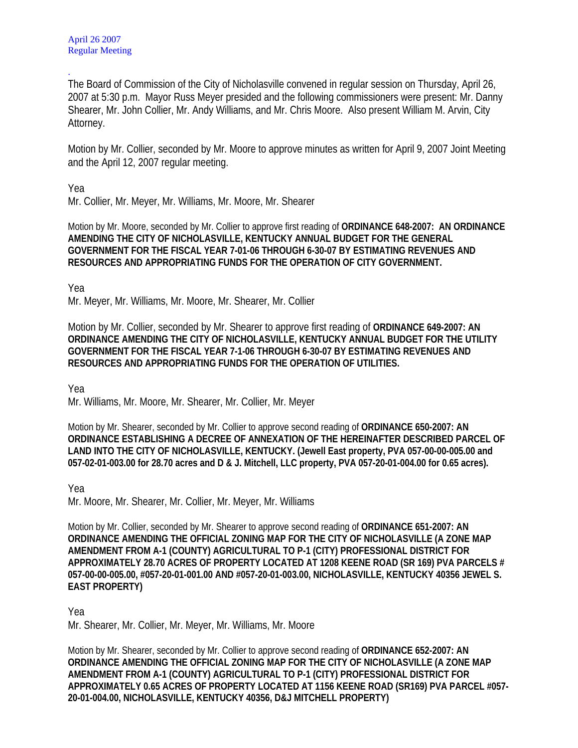April 26 2007
Regular Meeting

.
The Board of Commission of the City of Nicholasville convened in regular session on Thursday, April 26, 2007 at 5:30 p.m. Mayor Russ Meyer presided and the following commissioners were present: Mr. Danny Shearer, Mr. John Collier, Mr. Andy Williams, and Mr. Chris Moore. Also present William M. Arvin, City Attorney.

Motion by Mr. Collier, seconded by Mr. Moore to approve minutes as written for April 9, 2007 Joint Meeting and the April 12, 2007 regular meeting.

Yea
Mr. Collier, Mr. Meyer, Mr. Williams, Mr. Moore, Mr. Shearer

Motion by Mr. Moore, seconded by Mr. Collier to approve first reading of **ORDINANCE 648-2007: AN ORDINANCE AMENDING THE CITY OF NICHOLASVILLE, KENTUCKY ANNUAL BUDGET FOR THE GENERAL GOVERNMENT FOR THE FISCAL YEAR 7-01-06 THROUGH 6-30-07 BY ESTIMATING REVENUES AND RESOURCES AND APPROPRIATING FUNDS FOR THE OPERATION OF CITY GOVERNMENT.**

Yea
Mr. Meyer, Mr. Williams, Mr. Moore, Mr. Shearer, Mr. Collier

Motion by Mr. Collier, seconded by Mr. Shearer to approve first reading of **ORDINANCE 649-2007: AN ORDINANCE AMENDING THE CITY OF NICHOLASVILLE, KENTUCKY ANNUAL BUDGET FOR THE UTILITY GOVERNMENT FOR THE FISCAL YEAR 7-1-06 THROUGH 6-30-07 BY ESTIMATING REVENUES AND RESOURCES AND APPROPRIATING FUNDS FOR THE OPERATION OF UTILITIES.**

Yea
Mr. Williams, Mr. Moore, Mr. Shearer, Mr. Collier, Mr. Meyer

Motion by Mr. Shearer, seconded by Mr. Collier to approve second reading of **ORDINANCE 650-2007: AN ORDINANCE ESTABLISHING A DECREE OF ANNEXATION OF THE HEREINAFTER DESCRIBED PARCEL OF LAND INTO THE CITY OF NICHOLASVILLE, KENTUCKY. (Jewell East property, PVA 057-00-00-005.00 and 057-02-01-003.00 for 28.70 acres and D & J. Mitchell, LLC property, PVA 057-20-01-004.00 for 0.65 acres).**

Yea
Mr. Moore, Mr. Shearer, Mr. Collier, Mr. Meyer, Mr. Williams

Motion by Mr. Collier, seconded by Mr. Shearer to approve second reading of **ORDINANCE 651-2007: AN ORDINANCE AMENDING THE OFFICIAL ZONING MAP FOR THE CITY OF NICHOLASVILLE (A ZONE MAP AMENDMENT FROM A-1 (COUNTY) AGRICULTURAL TO P-1 (CITY) PROFESSIONAL DISTRICT FOR APPROXIMATELY 28.70 ACRES OF PROPERTY LOCATED AT 1208 KEENE ROAD (SR 169) PVA PARCELS # 057-00-00-005.00, #057-20-01-001.00 AND #057-20-01-003.00, NICHOLASVILLE, KENTUCKY 40356 JEWEL S. EAST PROPERTY)**

Yea
Mr. Shearer, Mr. Collier, Mr. Meyer, Mr. Williams, Mr. Moore

Motion by Mr. Shearer, seconded by Mr. Collier to approve second reading of **ORDINANCE 652-2007: AN ORDINANCE AMENDING THE OFFICIAL ZONING MAP FOR THE CITY OF NICHOLASVILLE (A ZONE MAP AMENDMENT FROM A-1 (COUNTY) AGRICULTURAL TO P-1 (CITY) PROFESSIONAL DISTRICT FOR APPROXIMATELY 0.65 ACRES OF PROPERTY LOCATED AT 1156 KEENE ROAD (SR169) PVA PARCEL #057-20-01-004.00, NICHOLASVILLE, KENTUCKY 40356, D&J MITCHELL PROPERTY)**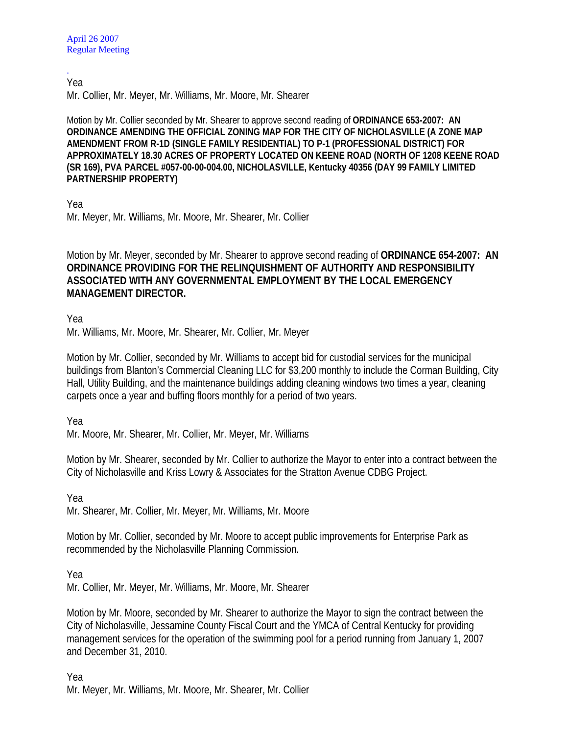Yea
Mr. Collier, Mr. Meyer, Mr. Williams, Mr. Moore, Mr. Shearer

Motion by Mr. Collier seconded by Mr. Shearer to approve second reading of **ORDINANCE 653-2007: AN ORDINANCE AMENDING THE OFFICIAL ZONING MAP FOR THE CITY OF NICHOLASVILLE (A ZONE MAP AMENDMENT FROM R-1D (SINGLE FAMILY RESIDENTIAL) TO P-1 (PROFESSIONAL DISTRICT) FOR APPROXIMATELY 18.30 ACRES OF PROPERTY LOCATED ON KEENE ROAD (NORTH OF 1208 KEENE ROAD (SR 169), PVA PARCEL #057-00-00-004.00, NICHOLASVILLE, Kentucky 40356 (DAY 99 FAMILY LIMITED PARTNERSHIP PROPERTY)**

Yea
Mr. Meyer, Mr. Williams, Mr. Moore, Mr. Shearer, Mr. Collier

Motion by Mr. Meyer, seconded by Mr. Shearer to approve second reading of **ORDINANCE 654-2007: AN ORDINANCE PROVIDING FOR THE RELINQUISHMENT OF AUTHORITY AND RESPONSIBILITY ASSOCIATED WITH ANY GOVERNMENTAL EMPLOYMENT BY THE LOCAL EMERGENCY MANAGEMENT DIRECTOR.**

Yea
Mr. Williams, Mr. Moore, Mr. Shearer, Mr. Collier, Mr. Meyer

Motion by Mr. Collier, seconded by Mr. Williams to accept bid for custodial services for the municipal buildings from Blanton's Commercial Cleaning LLC for $3,200 monthly to include the Corman Building, City Hall, Utility Building, and the maintenance buildings adding cleaning windows two times a year, cleaning carpets once a year and buffing floors monthly for a period of two years.

Yea
Mr. Moore, Mr. Shearer, Mr. Collier, Mr. Meyer, Mr. Williams

Motion by Mr. Shearer, seconded by Mr. Collier to authorize the Mayor to enter into a contract between the City of Nicholasville and Kriss Lowry & Associates for the Stratton Avenue CDBG Project.

Yea
Mr. Shearer, Mr. Collier, Mr. Meyer, Mr. Williams, Mr. Moore

Motion by Mr. Collier, seconded by Mr. Moore to accept public improvements for Enterprise Park as recommended by the Nicholasville Planning Commission.

Yea
Mr. Collier, Mr. Meyer, Mr. Williams, Mr. Moore, Mr. Shearer

Motion by Mr. Moore, seconded by Mr. Shearer to authorize the Mayor to sign the contract between the City of Nicholasville, Jessamine County Fiscal Court and the YMCA of Central Kentucky for providing management services for the operation of the swimming pool for a period running from January 1, 2007 and December 31, 2010.

Yea
Mr. Meyer, Mr. Williams, Mr. Moore, Mr. Shearer, Mr. Collier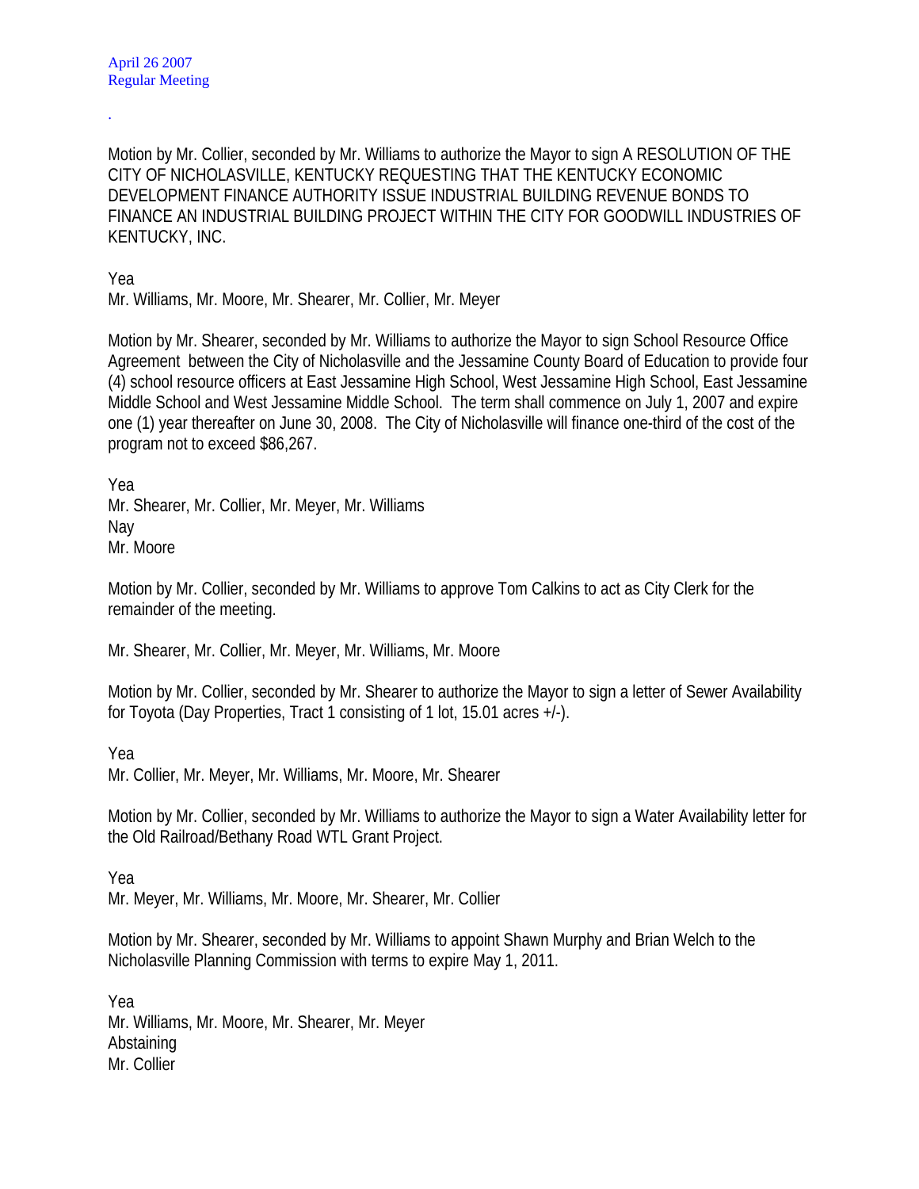April 26 2007
Regular Meeting

.

Motion by Mr. Collier, seconded by Mr. Williams to authorize the Mayor to sign A RESOLUTION OF THE CITY OF NICHOLASVILLE, KENTUCKY REQUESTING THAT THE KENTUCKY ECONOMIC DEVELOPMENT FINANCE AUTHORITY ISSUE INDUSTRIAL BUILDING REVENUE BONDS TO FINANCE AN INDUSTRIAL BUILDING PROJECT WITHIN THE CITY FOR GOODWILL INDUSTRIES OF KENTUCKY, INC.

Yea
Mr. Williams, Mr. Moore, Mr. Shearer, Mr. Collier, Mr. Meyer

Motion by Mr. Shearer, seconded by Mr. Williams to authorize the Mayor to sign School Resource Office Agreement between the City of Nicholasville and the Jessamine County Board of Education to provide four (4) school resource officers at East Jessamine High School, West Jessamine High School, East Jessamine Middle School and West Jessamine Middle School. The term shall commence on July 1, 2007 and expire one (1) year thereafter on June 30, 2008. The City of Nicholasville will finance one-third of the cost of the program not to exceed $86,267.

Yea
Mr. Shearer, Mr. Collier, Mr. Meyer, Mr. Williams
Nay
Mr. Moore

Motion by Mr. Collier, seconded by Mr. Williams to approve Tom Calkins to act as City Clerk for the remainder of the meeting.

Mr. Shearer, Mr. Collier, Mr. Meyer, Mr. Williams, Mr. Moore

Motion by Mr. Collier, seconded by Mr. Shearer to authorize the Mayor to sign a letter of Sewer Availability for Toyota (Day Properties, Tract 1 consisting of 1 lot, 15.01 acres +/-).

Yea
Mr. Collier, Mr. Meyer, Mr. Williams, Mr. Moore, Mr. Shearer

Motion by Mr. Collier, seconded by Mr. Williams to authorize the Mayor to sign a Water Availability letter for the Old Railroad/Bethany Road WTL Grant Project.

Yea
Mr. Meyer, Mr. Williams, Mr. Moore, Mr. Shearer, Mr. Collier

Motion by Mr. Shearer, seconded by Mr. Williams to appoint Shawn Murphy and Brian Welch to the Nicholasville Planning Commission with terms to expire May 1, 2011.

Yea
Mr. Williams, Mr. Moore, Mr. Shearer, Mr. Meyer
Abstaining
Mr. Collier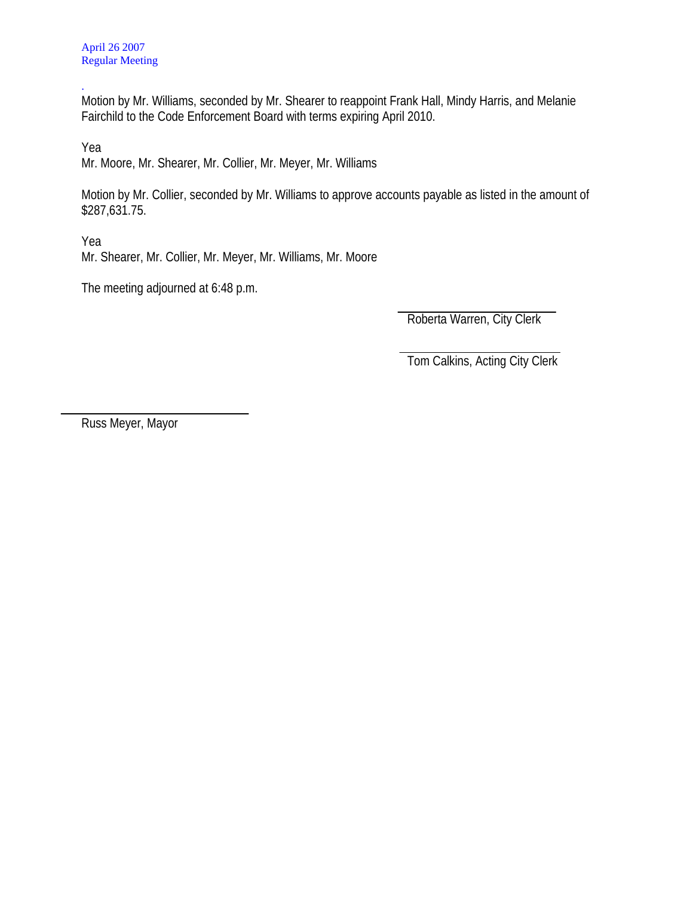April 26 2007
Regular Meeting

.
Motion by Mr. Williams, seconded by Mr. Shearer to reappoint Frank Hall, Mindy Harris, and Melanie Fairchild to the Code Enforcement Board with terms expiring April 2010.

Yea
Mr. Moore, Mr. Shearer, Mr. Collier, Mr. Meyer, Mr. Williams

Motion by Mr. Collier, seconded by Mr. Williams to approve accounts payable as listed in the amount of $287,631.75.

Yea
Mr. Shearer, Mr. Collier, Mr. Meyer, Mr. Williams, Mr. Moore

The meeting adjourned at 6:48 p.m.

Roberta Warren, City Clerk

Tom Calkins, Acting City Clerk

Russ Meyer, Mayor